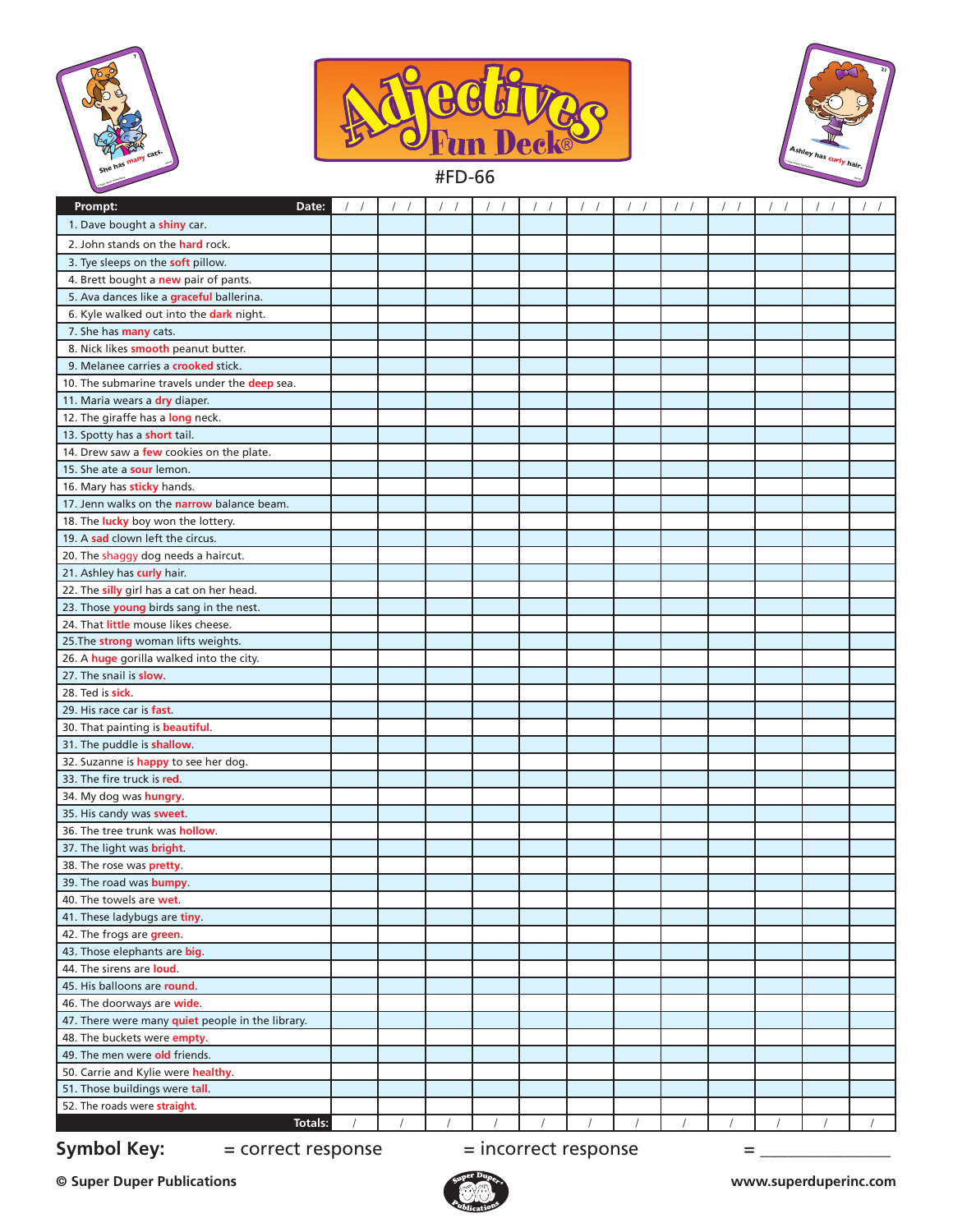# Adjectives Fun Deck®

#FD-66

| Prompt: Date: | / / | / / | / / | / / | / / | / / | / / | / / | / / | / / | / / | / / |
|---|---|---|---|---|---|---|---|---|---|---|---|---|
| 1. Dave bought a **shiny** car. | | | | | | | | | | | | |
| 2. John stands on the **hard** rock. | | | | | | | | | | | | |
| 3. Tye sleeps on the **soft** pillow. | | | | | | | | | | | | |
| 4. Brett bought a **new** pair of pants. | | | | | | | | | | | | |
| 5. Ava dances like a **graceful** ballerina. | | | | | | | | | | | | |
| 6. Kyle walked out into the **dark** night. | | | | | | | | | | | | |
| 7. She has **many** cats. | | | | | | | | | | | | |
| 8. Nick likes **smooth** peanut butter. | | | | | | | | | | | | |
| 9. Melanee carries a **crooked** stick. | | | | | | | | | | | | |
| 10. The submarine travels under the **deep** sea. | | | | | | | | | | | | |
| 11. Maria wears a **dry** diaper. | | | | | | | | | | | | |
| 12. The giraffe has a **long** neck. | | | | | | | | | | | | |
| 13. Spotty has a **short** tail. | | | | | | | | | | | | |
| 14. Drew saw a **few** cookies on the plate. | | | | | | | | | | | | |
| 15. She ate a **sour** lemon. | | | | | | | | | | | | |
| 16. Mary has **sticky** hands. | | | | | | | | | | | | |
| 17. Jenn walks on the **narrow** balance beam. | | | | | | | | | | | | |
| 18. The **lucky** boy won the lottery. | | | | | | | | | | | | |
| 19. A **sad** clown left the circus. | | | | | | | | | | | | |
| 20. The shaggy dog needs a haircut. | | | | | | | | | | | | |
| 21. Ashley has **curly** hair. | | | | | | | | | | | | |
| 22. The **silly** girl has a cat on her head. | | | | | | | | | | | | |
| 23. Those **young** birds sang in the nest. | | | | | | | | | | | | |
| 24. That **little** mouse likes cheese. | | | | | | | | | | | | |
| 25.The **strong** woman lifts weights. | | | | | | | | | | | | |
| 26. A **huge** gorilla walked into the city. | | | | | | | | | | | | |
| 27. The snail is **slow**. | | | | | | | | | | | | |
| 28. Ted is **sick**. | | | | | | | | | | | | |
| 29. His race car is **fast**. | | | | | | | | | | | | |
| 30. That painting is **beautiful**. | | | | | | | | | | | | |
| 31. The puddle is **shallow**. | | | | | | | | | | | | |
| 32. Suzanne is **happy** to see her dog. | | | | | | | | | | | | |
| 33. The fire truck is **red**. | | | | | | | | | | | | |
| 34. My dog was **hungry**. | | | | | | | | | | | | |
| 35. His candy was **sweet**. | | | | | | | | | | | | |
| 36. The tree trunk was **hollow**. | | | | | | | | | | | | |
| 37. The light was **bright**. | | | | | | | | | | | | |
| 38. The rose was **pretty**. | | | | | | | | | | | | |
| 39. The road was **bumpy**. | | | | | | | | | | | | |
| 40. The towels are **wet**. | | | | | | | | | | | | |
| 41. These ladybugs are **tiny**. | | | | | | | | | | | | |
| 42. The frogs are **green**. | | | | | | | | | | | | |
| 43. Those elephants are **big**. | | | | | | | | | | | | |
| 44. The sirens are **loud**. | | | | | | | | | | | | |
| 45. His balloons are **round**. | | | | | | | | | | | | |
| 46. The doorways are **wide**. | | | | | | | | | | | | |
| 47. There were many **quiet** people in the library. | | | | | | | | | | | | |
| 48. The buckets were **empty**. | | | | | | | | | | | | |
| 49. The men were **old** friends. | | | | | | | | | | | | |
| 50. Carrie and Kylie were **healthy**. | | | | | | | | | | | | |
| 51. Those buildings were **tall**. | | | | | | | | | | | | |
| 52. The roads were **straight**. | | | | | | | | | | | | |
| Totals: | / | / | / | / | / | / | / | / | / | / | / | / |

**Symbol Key:** = correct response = incorrect response = _______________

**© Super Duper Publications** **www.superduperinc.com**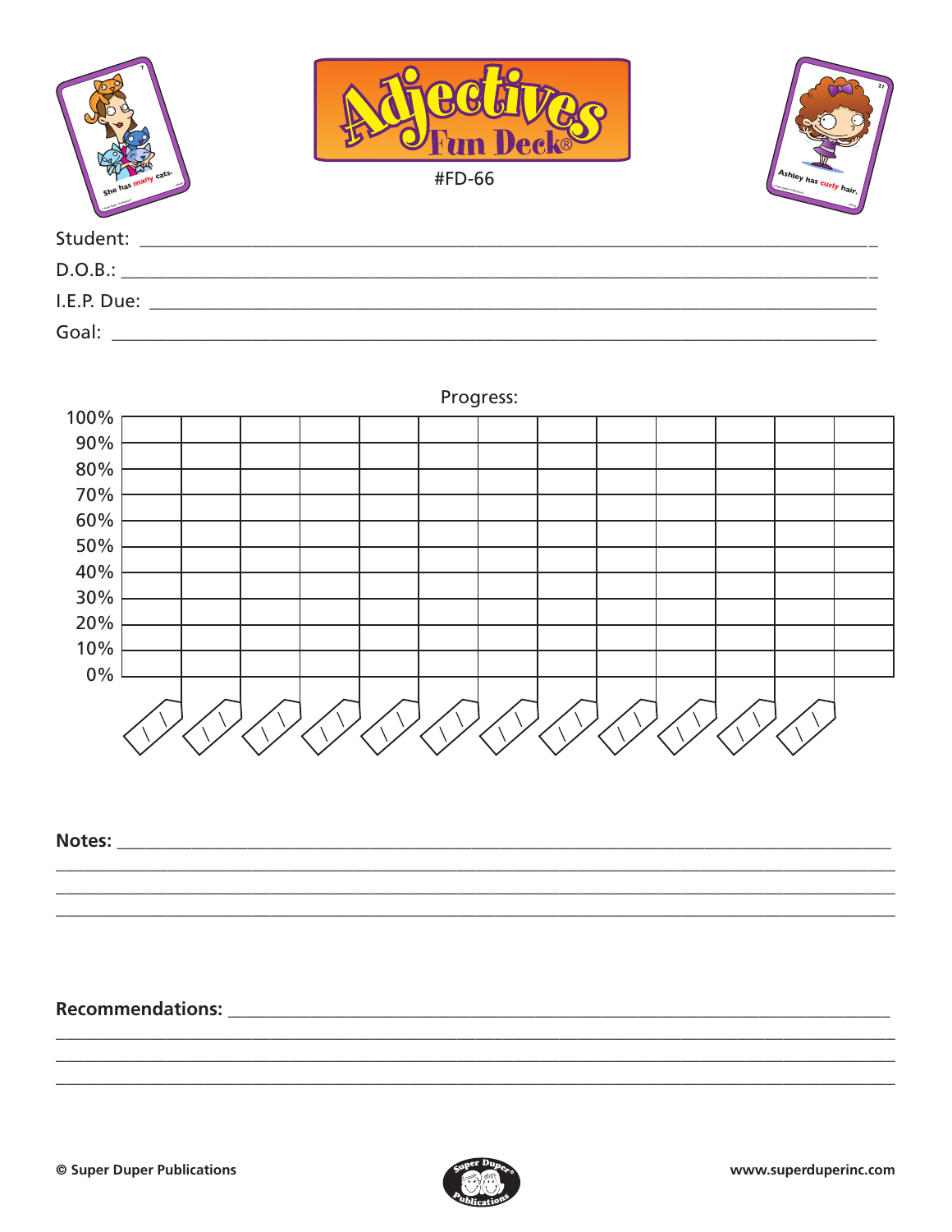# Adjectives Fun Deck®

#FD-66

Student: ______________________________

D.O.B.: ______________________________

I.E.P. Due: ______________________________

Goal: ______________________________

Progress:

100%
90%
80%
70%
60%
50%
40%
30%
20%
10%
0%

**Notes:** ______________________________

______________________________

______________________________

______________________________

**Recommendations:** ______________________________

______________________________

______________________________

______________________________

**© Super Duper Publications**

**www.superduperinc.com**